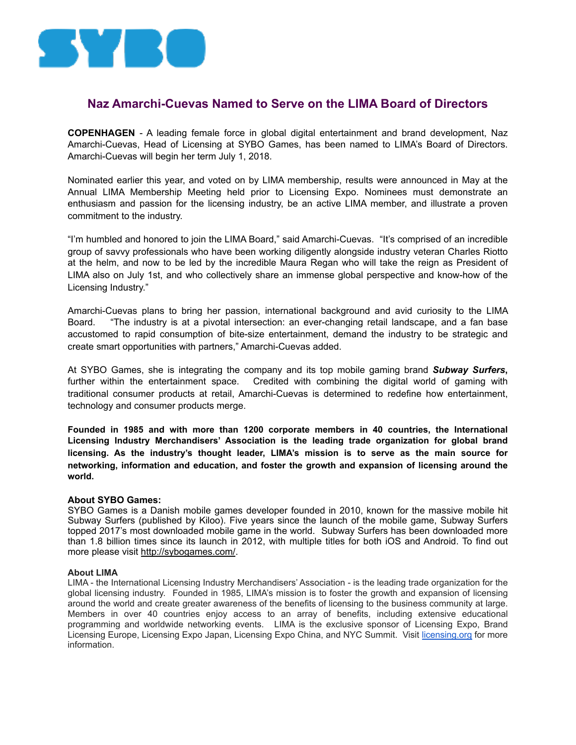SYBO

# Naz Amarchi-Cuevas Named to Serve on the LIMA Board of Directors

**COPENHAGEN** - A leading female force in global digital entertainment and brand development, Naz Amarchi-Cuevas, Head of Licensing at SYBO Games, has been named to LIMA's Board of Directors. Amarchi-Cuevas will begin her term July 1, 2018.

Nominated earlier this year, and voted on by LIMA membership, results were announced in May at the Annual LIMA Membership Meeting held prior to Licensing Expo. Nominees must demonstrate an enthusiasm and passion for the licensing industry, be an active LIMA member, and illustrate a proven commitment to the industry.

"I'm humbled and honored to join the LIMA Board," said Amarchi-Cuevas. "It's comprised of an incredible group of savvy professionals who have been working diligently alongside industry veteran Charles Riotto at the helm, and now to be led by the incredible Maura Regan who will take the reign as President of LIMA also on July 1st, and who collectively share an immense global perspective and know-how of the Licensing Industry."

Amarchi-Cuevas plans to bring her passion, international background and avid curiosity to the LIMA Board. "The industry is at a pivotal intersection: an ever-changing retail landscape, and a fan base accustomed to rapid consumption of bite-size entertainment, demand the industry to be strategic and create smart opportunities with partners," Amarchi-Cuevas added.

At SYBO Games, she is integrating the company and its top mobile gaming brand ***Subway Surfers*,** further within the entertainment space. Credited with combining the digital world of gaming with traditional consumer products at retail, Amarchi-Cuevas is determined to redefine how entertainment, technology and consumer products merge.

**Founded in 1985 and with more than 1200 corporate members in 40 countries, the International Licensing Industry Merchandisers' Association is the leading trade organization for global brand licensing. As the industry's thought leader, LIMA's mission is to serve as the main source for networking, information and education, and foster the growth and expansion of licensing around the world.**

**About SYBO Games:**
SYBO Games is a Danish mobile games developer founded in 2010, known for the massive mobile hit Subway Surfers (published by Kiloo). Five years since the launch of the mobile game, Subway Surfers topped 2017's most downloaded mobile game in the world. Subway Surfers has been downloaded more than 1.8 billion times since its launch in 2012, with multiple titles for both iOS and Android. To find out more please visit http://sybogames.com/.

**About LIMA**
LIMA - the International Licensing Industry Merchandisers' Association - is the leading trade organization for the global licensing industry. Founded in 1985, LIMA's mission is to foster the growth and expansion of licensing around the world and create greater awareness of the benefits of licensing to the business community at large. Members in over 40 countries enjoy access to an array of benefits, including extensive educational programming and worldwide networking events. LIMA is the exclusive sponsor of Licensing Expo, Brand Licensing Europe, Licensing Expo Japan, Licensing Expo China, and NYC Summit. Visit licensing.org for more information.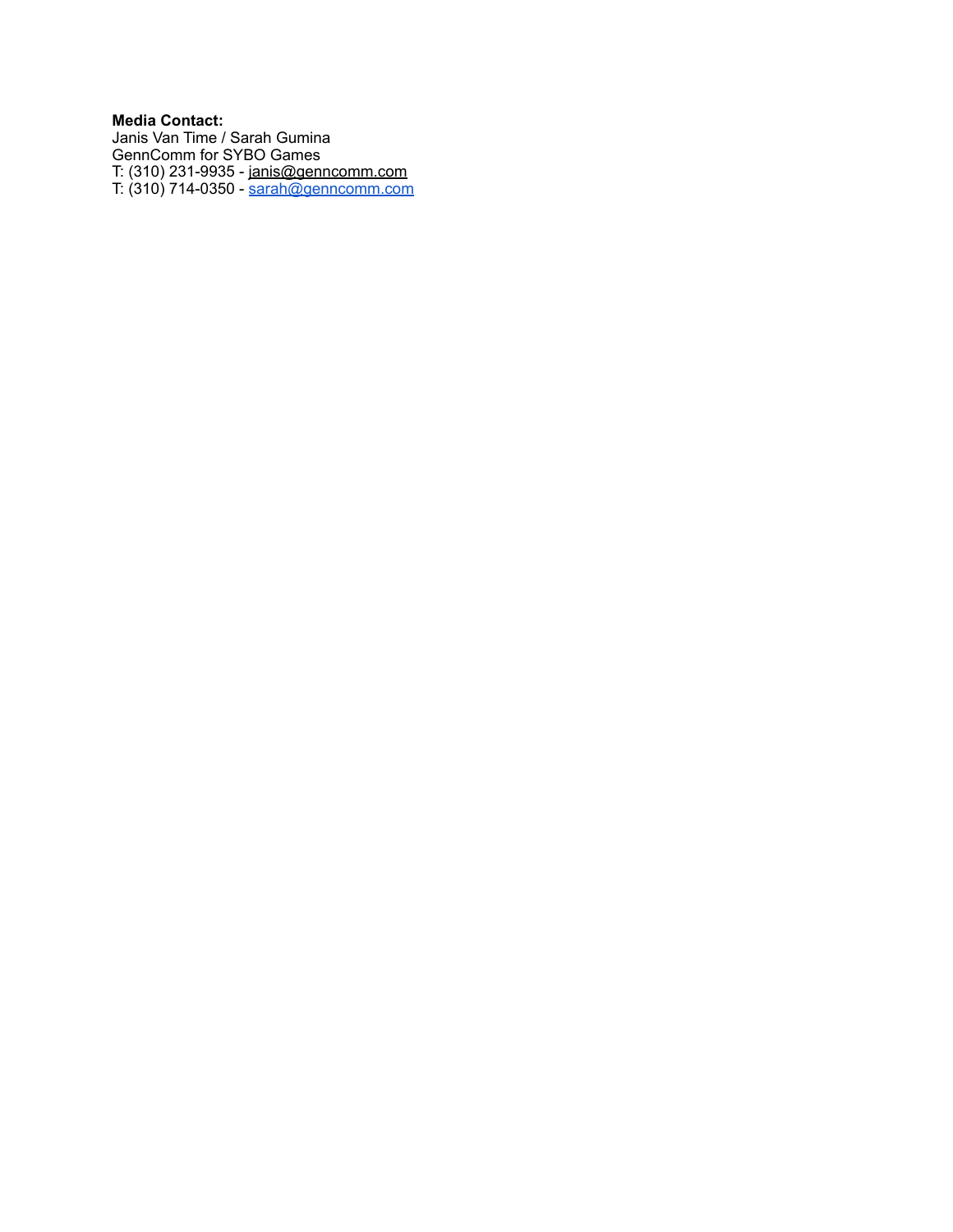**Media Contact:**
Janis Van Time / Sarah Gumina
GennComm for SYBO Games
T: (310) 231-9935 - janis@genncomm.com
T: (310) 714-0350 - sarah@genncomm.com